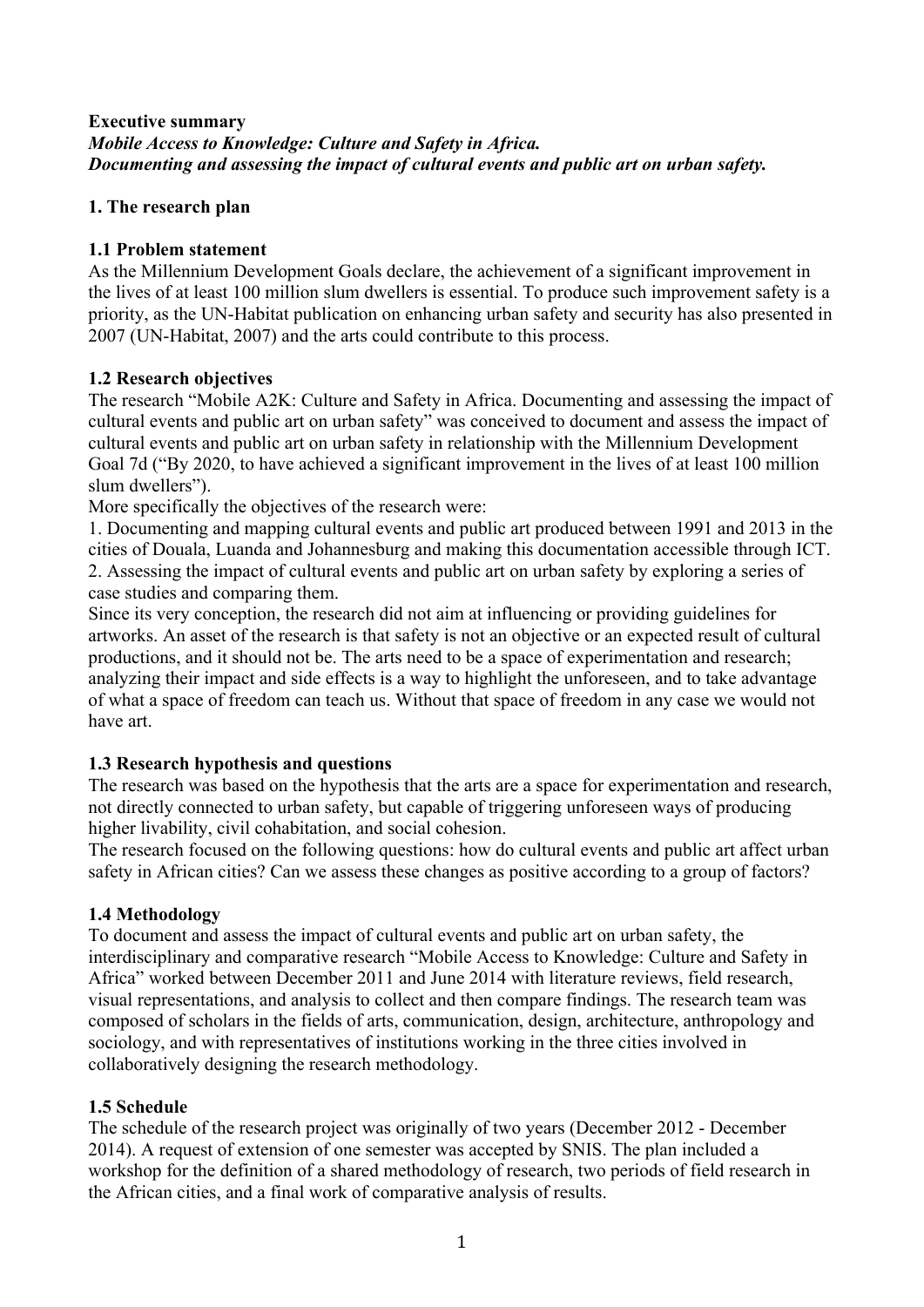**Executive summary**

***Mobile Access to Knowledge: Culture and Safety in Africa.***
***Documenting and assessing the impact of cultural events and public art on urban safety.***

## 1. The research plan

### 1.1 Problem statement

As the Millennium Development Goals declare, the achievement of a significant improvement in the lives of at least 100 million slum dwellers is essential. To produce such improvement safety is a priority, as the UN-Habitat publication on enhancing urban safety and security has also presented in 2007 (UN-Habitat, 2007) and the arts could contribute to this process.

### 1.2 Research objectives

The research "Mobile A2K: Culture and Safety in Africa. Documenting and assessing the impact of cultural events and public art on urban safety" was conceived to document and assess the impact of cultural events and public art on urban safety in relationship with the Millennium Development Goal 7d ("By 2020, to have achieved a significant improvement in the lives of at least 100 million slum dwellers").

More specifically the objectives of the research were:

1. Documenting and mapping cultural events and public art produced between 1991 and 2013 in the cities of Douala, Luanda and Johannesburg and making this documentation accessible through ICT.
2. Assessing the impact of cultural events and public art on urban safety by exploring a series of case studies and comparing them.

Since its very conception, the research did not aim at influencing or providing guidelines for artworks. An asset of the research is that safety is not an objective or an expected result of cultural productions, and it should not be. The arts need to be a space of experimentation and research; analyzing their impact and side effects is a way to highlight the unforeseen, and to take advantage of what a space of freedom can teach us. Without that space of freedom in any case we would not have art.

### 1.3 Research hypothesis and questions

The research was based on the hypothesis that the arts are a space for experimentation and research, not directly connected to urban safety, but capable of triggering unforeseen ways of producing higher livability, civil cohabitation, and social cohesion.

The research focused on the following questions: how do cultural events and public art affect urban safety in African cities? Can we assess these changes as positive according to a group of factors?

### 1.4 Methodology

To document and assess the impact of cultural events and public art on urban safety, the interdisciplinary and comparative research "Mobile Access to Knowledge: Culture and Safety in Africa" worked between December 2011 and June 2014 with literature reviews, field research, visual representations, and analysis to collect and then compare findings. The research team was composed of scholars in the fields of arts, communication, design, architecture, anthropology and sociology, and with representatives of institutions working in the three cities involved in collaboratively designing the research methodology.

### 1.5 Schedule

The schedule of the research project was originally of two years (December 2012 - December 2014). A request of extension of one semester was accepted by SNIS. The plan included a workshop for the definition of a shared methodology of research, two periods of field research in the African cities, and a final work of comparative analysis of results.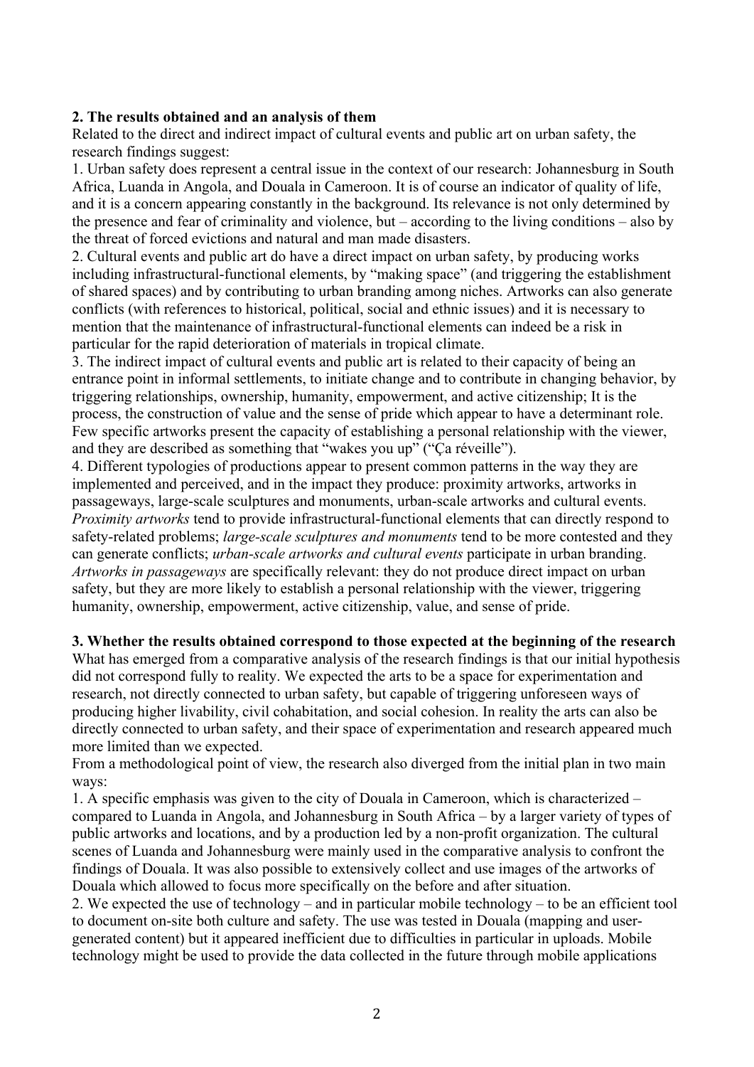**2. The results obtained and an analysis of them**

Related to the direct and indirect impact of cultural events and public art on urban safety, the research findings suggest:

1. Urban safety does represent a central issue in the context of our research: Johannesburg in South Africa, Luanda in Angola, and Douala in Cameroon. It is of course an indicator of quality of life, and it is a concern appearing constantly in the background. Its relevance is not only determined by the presence and fear of criminality and violence, but – according to the living conditions – also by the threat of forced evictions and natural and man made disasters.
2. Cultural events and public art do have a direct impact on urban safety, by producing works including infrastructural-functional elements, by "making space" (and triggering the establishment of shared spaces) and by contributing to urban branding among niches. Artworks can also generate conflicts (with references to historical, political, social and ethnic issues) and it is necessary to mention that the maintenance of infrastructural-functional elements can indeed be a risk in particular for the rapid deterioration of materials in tropical climate.
3. The indirect impact of cultural events and public art is related to their capacity of being an entrance point in informal settlements, to initiate change and to contribute in changing behavior, by triggering relationships, ownership, humanity, empowerment, and active citizenship; It is the process, the construction of value and the sense of pride which appear to have a determinant role. Few specific artworks present the capacity of establishing a personal relationship with the viewer, and they are described as something that "wakes you up" ("Ça réveille").
4. Different typologies of productions appear to present common patterns in the way they are implemented and perceived, and in the impact they produce: proximity artworks, artworks in passageways, large-scale sculptures and monuments, urban-scale artworks and cultural events. *Proximity artworks* tend to provide infrastructural-functional elements that can directly respond to safety-related problems; *large-scale sculptures and monuments* tend to be more contested and they can generate conflicts; *urban-scale artworks and cultural events* participate in urban branding. *Artworks in passageways* are specifically relevant: they do not produce direct impact on urban safety, but they are more likely to establish a personal relationship with the viewer, triggering humanity, ownership, empowerment, active citizenship, value, and sense of pride.

**3. Whether the results obtained correspond to those expected at the beginning of the research**

What has emerged from a comparative analysis of the research findings is that our initial hypothesis did not correspond fully to reality. We expected the arts to be a space for experimentation and research, not directly connected to urban safety, but capable of triggering unforeseen ways of producing higher livability, civil cohabitation, and social cohesion. In reality the arts can also be directly connected to urban safety, and their space of experimentation and research appeared much more limited than we expected.

From a methodological point of view, the research also diverged from the initial plan in two main ways:

1. A specific emphasis was given to the city of Douala in Cameroon, which is characterized – compared to Luanda in Angola, and Johannesburg in South Africa – by a larger variety of types of public artworks and locations, and by a production led by a non-profit organization. The cultural scenes of Luanda and Johannesburg were mainly used in the comparative analysis to confront the findings of Douala. It was also possible to extensively collect and use images of the artworks of Douala which allowed to focus more specifically on the before and after situation.
2. We expected the use of technology – and in particular mobile technology – to be an efficient tool to document on-site both culture and safety. The use was tested in Douala (mapping and user-generated content) but it appeared inefficient due to difficulties in particular in uploads. Mobile technology might be used to provide the data collected in the future through mobile applications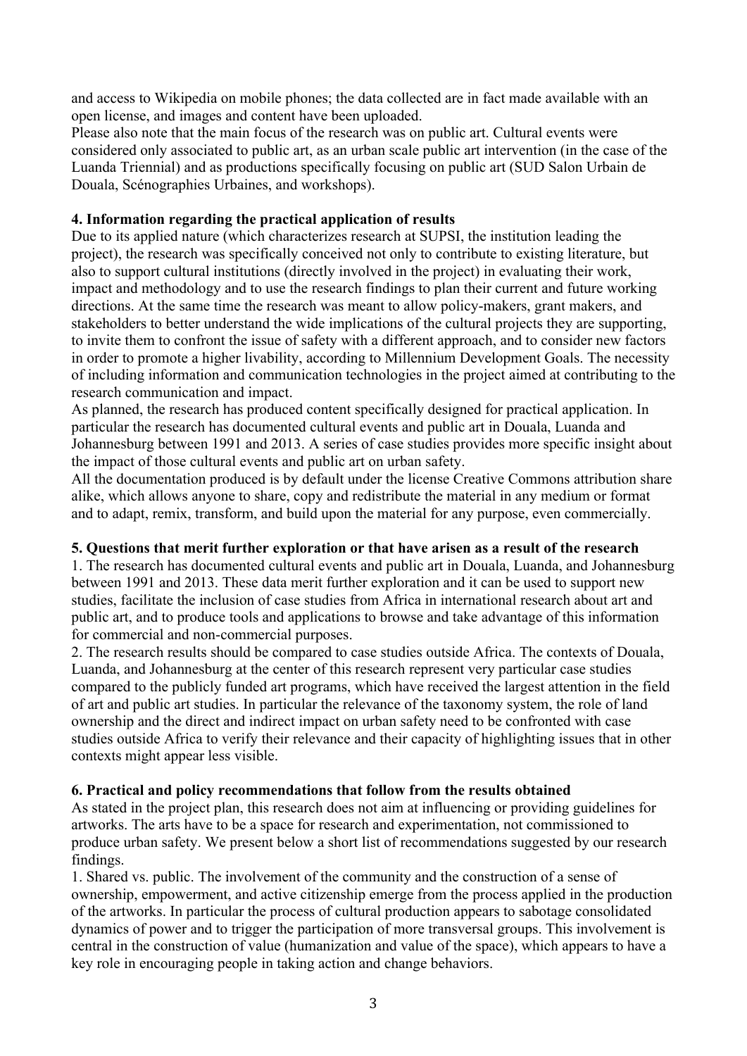and access to Wikipedia on mobile phones; the data collected are in fact made available with an open license, and images and content have been uploaded.

Please also note that the main focus of the research was on public art. Cultural events were considered only associated to public art, as an urban scale public art intervention (in the case of the Luanda Triennial) and as productions specifically focusing on public art (SUD Salon Urbain de Douala, Scénographies Urbaines, and workshops).

**4. Information regarding the practical application of results**

Due to its applied nature (which characterizes research at SUPSI, the institution leading the project), the research was specifically conceived not only to contribute to existing literature, but also to support cultural institutions (directly involved in the project) in evaluating their work, impact and methodology and to use the research findings to plan their current and future working directions. At the same time the research was meant to allow policy-makers, grant makers, and stakeholders to better understand the wide implications of the cultural projects they are supporting, to invite them to confront the issue of safety with a different approach, and to consider new factors in order to promote a higher livability, according to Millennium Development Goals. The necessity of including information and communication technologies in the project aimed at contributing to the research communication and impact.

As planned, the research has produced content specifically designed for practical application. In particular the research has documented cultural events and public art in Douala, Luanda and Johannesburg between 1991 and 2013. A series of case studies provides more specific insight about the impact of those cultural events and public art on urban safety.

All the documentation produced is by default under the license Creative Commons attribution share alike, which allows anyone to share, copy and redistribute the material in any medium or format and to adapt, remix, transform, and build upon the material for any purpose, even commercially.

**5. Questions that merit further exploration or that have arisen as a result of the research**

1. The research has documented cultural events and public art in Douala, Luanda, and Johannesburg between 1991 and 2013. These data merit further exploration and it can be used to support new studies, facilitate the inclusion of case studies from Africa in international research about art and public art, and to produce tools and applications to browse and take advantage of this information for commercial and non-commercial purposes.
2. The research results should be compared to case studies outside Africa. The contexts of Douala, Luanda, and Johannesburg at the center of this research represent very particular case studies compared to the publicly funded art programs, which have received the largest attention in the field of art and public art studies. In particular the relevance of the taxonomy system, the role of land ownership and the direct and indirect impact on urban safety need to be confronted with case studies outside Africa to verify their relevance and their capacity of highlighting issues that in other contexts might appear less visible.

**6. Practical and policy recommendations that follow from the results obtained**

As stated in the project plan, this research does not aim at influencing or providing guidelines for artworks. The arts have to be a space for research and experimentation, not commissioned to produce urban safety. We present below a short list of recommendations suggested by our research findings.

1. Shared vs. public. The involvement of the community and the construction of a sense of ownership, empowerment, and active citizenship emerge from the process applied in the production of the artworks. In particular the process of cultural production appears to sabotage consolidated dynamics of power and to trigger the participation of more transversal groups. This involvement is central in the construction of value (humanization and value of the space), which appears to have a key role in encouraging people in taking action and change behaviors.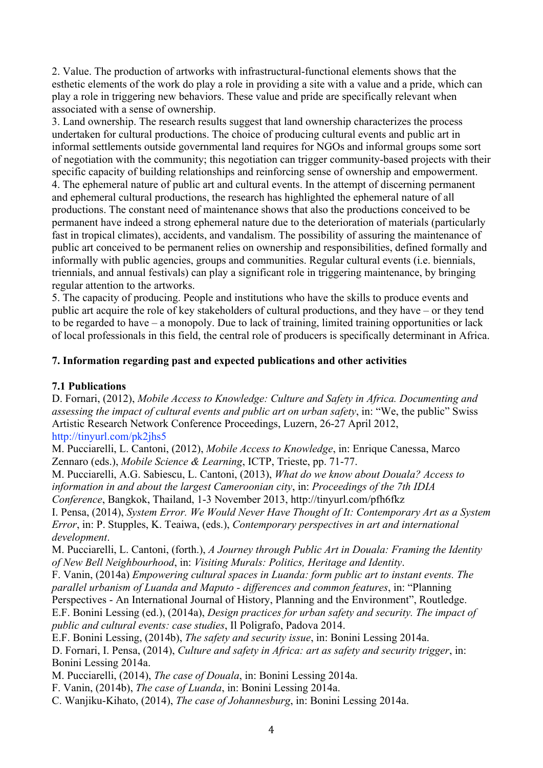2. Value. The production of artworks with infrastructural-functional elements shows that the esthetic elements of the work do play a role in providing a site with a value and a pride, which can play a role in triggering new behaviors. These value and pride are specifically relevant when associated with a sense of ownership.

3. Land ownership. The research results suggest that land ownership characterizes the process undertaken for cultural productions. The choice of producing cultural events and public art in informal settlements outside governmental land requires for NGOs and informal groups some sort of negotiation with the community; this negotiation can trigger community-based projects with their specific capacity of building relationships and reinforcing sense of ownership and empowerment.

4. The ephemeral nature of public art and cultural events. In the attempt of discerning permanent and ephemeral cultural productions, the research has highlighted the ephemeral nature of all productions. The constant need of maintenance shows that also the productions conceived to be permanent have indeed a strong ephemeral nature due to the deterioration of materials (particularly fast in tropical climates), accidents, and vandalism. The possibility of assuring the maintenance of public art conceived to be permanent relies on ownership and responsibilities, defined formally and informally with public agencies, groups and communities. Regular cultural events (i.e. biennials, triennials, and annual festivals) can play a significant role in triggering maintenance, by bringing regular attention to the artworks.

5. The capacity of producing. People and institutions who have the skills to produce events and public art acquire the role of key stakeholders of cultural productions, and they have – or they tend to be regarded to have – a monopoly. Due to lack of training, limited training opportunities or lack of local professionals in this field, the central role of producers is specifically determinant in Africa.

## 7. Information regarding past and expected publications and other activities

### 7.1 Publications

D. Fornari, (2012), *Mobile Access to Knowledge: Culture and Safety in Africa. Documenting and assessing the impact of cultural events and public art on urban safety*, in: "We, the public" Swiss Artistic Research Network Conference Proceedings, Luzern, 26-27 April 2012, http://tinyurl.com/pk2jhs5

M. Pucciarelli, L. Cantoni, (2012), *Mobile Access to Knowledge*, in: Enrique Canessa, Marco Zennaro (eds.), *Mobile Science & Learning*, ICTP, Trieste, pp. 71-77.

M. Pucciarelli, A.G. Sabiescu, L. Cantoni, (2013), *What do we know about Douala? Access to information in and about the largest Cameroonian city*, in: *Proceedings of the 7th IDIA Conference*, Bangkok, Thailand, 1-3 November 2013, http://tinyurl.com/pfh6fkz

I. Pensa, (2014), *System Error. We Would Never Have Thought of It: Contemporary Art as a System Error*, in: P. Stupples, K. Teaiwa, (eds.), *Contemporary perspectives in art and international development*.

M. Pucciarelli, L. Cantoni, (forth.), *A Journey through Public Art in Douala: Framing the Identity of New Bell Neighbourhood*, in: *Visiting Murals: Politics, Heritage and Identity*.

F. Vanin, (2014a) *Empowering cultural spaces in Luanda: form public art to instant events. The parallel urbanism of Luanda and Maputo - differences and common features*, in: "Planning Perspectives - An International Journal of History, Planning and the Environment", Routledge.

E.F. Bonini Lessing (ed.), (2014a), *Design practices for urban safety and security. The impact of public and cultural events: case studies*, Il Poligrafo, Padova 2014.

E.F. Bonini Lessing, (2014b), *The safety and security issue*, in: Bonini Lessing 2014a.

D. Fornari, I. Pensa, (2014), *Culture and safety in Africa: art as safety and security trigger*, in: Bonini Lessing 2014a.

M. Pucciarelli, (2014), *The case of Douala*, in: Bonini Lessing 2014a.

F. Vanin, (2014b), *The case of Luanda*, in: Bonini Lessing 2014a.

C. Wanjiku-Kihato, (2014), *The case of Johannesburg*, in: Bonini Lessing 2014a.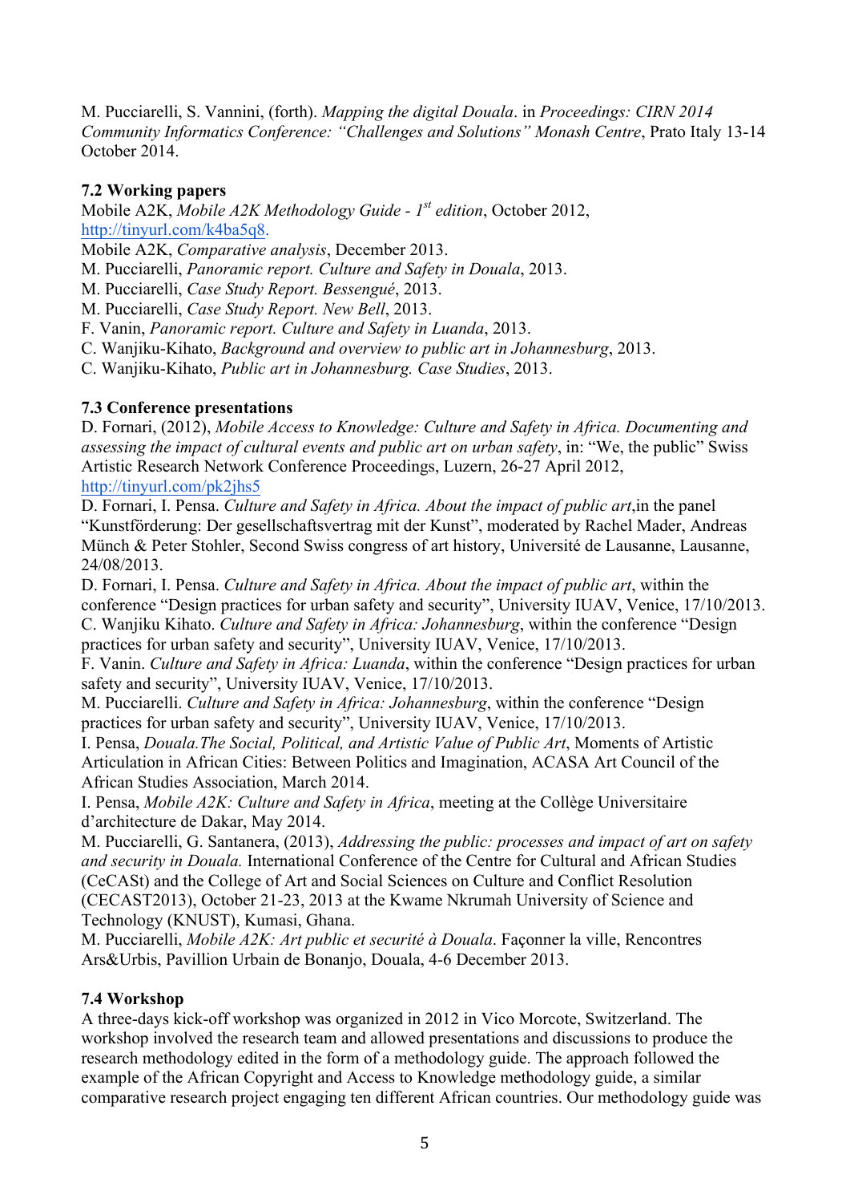M. Pucciarelli, S. Vannini, (forth). *Mapping the digital Douala*. in *Proceedings: CIRN 2014 Community Informatics Conference: "Challenges and Solutions" Monash Centre*, Prato Italy 13-14 October 2014.

### 7.2 Working papers

Mobile A2K, *Mobile A2K Methodology Guide - 1st edition*, October 2012, http://tinyurl.com/k4ba5q8.
Mobile A2K, *Comparative analysis*, December 2013.
M. Pucciarelli, *Panoramic report. Culture and Safety in Douala*, 2013.
M. Pucciarelli, *Case Study Report. Bessengué*, 2013.
M. Pucciarelli, *Case Study Report. New Bell*, 2013.
F. Vanin, *Panoramic report. Culture and Safety in Luanda*, 2013.
C. Wanjiku-Kihato, *Background and overview to public art in Johannesburg*, 2013.
C. Wanjiku-Kihato, *Public art in Johannesburg. Case Studies*, 2013.

### 7.3 Conference presentations

D. Fornari, (2012), *Mobile Access to Knowledge: Culture and Safety in Africa. Documenting and assessing the impact of cultural events and public art on urban safety*, in: "We, the public" Swiss Artistic Research Network Conference Proceedings, Luzern, 26-27 April 2012, http://tinyurl.com/pk2jhs5
D. Fornari, I. Pensa. *Culture and Safety in Africa. About the impact of public art*,in the panel "Kunstförderung: Der gesellschaftsvertrag mit der Kunst", moderated by Rachel Mader, Andreas Münch & Peter Stohler, Second Swiss congress of art history, Université de Lausanne, Lausanne, 24/08/2013.
D. Fornari, I. Pensa. *Culture and Safety in Africa. About the impact of public art*, within the conference "Design practices for urban safety and security", University IUAV, Venice, 17/10/2013.
C. Wanjiku Kihato. *Culture and Safety in Africa: Johannesburg*, within the conference "Design practices for urban safety and security", University IUAV, Venice, 17/10/2013.
F. Vanin. *Culture and Safety in Africa: Luanda*, within the conference "Design practices for urban safety and security", University IUAV, Venice, 17/10/2013.
M. Pucciarelli. *Culture and Safety in Africa: Johannesburg*, within the conference "Design practices for urban safety and security", University IUAV, Venice, 17/10/2013.
I. Pensa, *Douala.The Social, Political, and Artistic Value of Public Art*, Moments of Artistic Articulation in African Cities: Between Politics and Imagination, ACASA Art Council of the African Studies Association, March 2014.
I. Pensa, *Mobile A2K: Culture and Safety in Africa*, meeting at the Collège Universitaire d'architecture de Dakar, May 2014.
M. Pucciarelli, G. Santanera, (2013), *Addressing the public: processes and impact of art on safety and security in Douala.* International Conference of the Centre for Cultural and African Studies (CeCASt) and the College of Art and Social Sciences on Culture and Conflict Resolution (CECAST2013), October 21-23, 2013 at the Kwame Nkrumah University of Science and Technology (KNUST), Kumasi, Ghana.
M. Pucciarelli, *Mobile A2K: Art public et securité à Douala*. Façonner la ville, Rencontres Ars&Urbis, Pavillion Urbain de Bonanjo, Douala, 4-6 December 2013.

### 7.4 Workshop

A three-days kick-off workshop was organized in 2012 in Vico Morcote, Switzerland. The workshop involved the research team and allowed presentations and discussions to produce the research methodology edited in the form of a methodology guide. The approach followed the example of the African Copyright and Access to Knowledge methodology guide, a similar comparative research project engaging ten different African countries. Our methodology guide was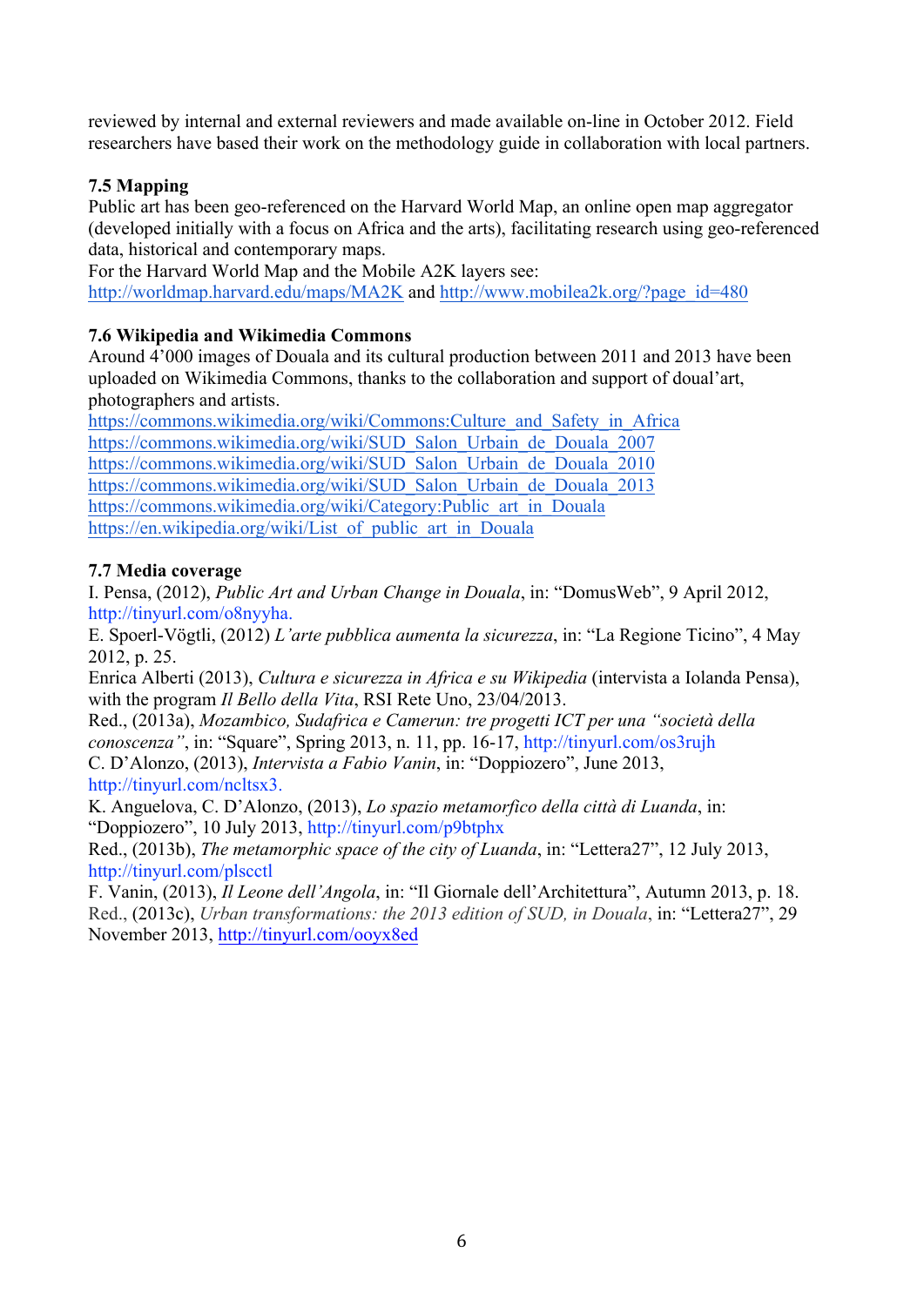reviewed by internal and external reviewers and made available on-line in October 2012. Field researchers have based their work on the methodology guide in collaboration with local partners.

### 7.5 Mapping

Public art has been geo-referenced on the Harvard World Map, an online open map aggregator (developed initially with a focus on Africa and the arts), facilitating research using geo-referenced data, historical and contemporary maps.
For the Harvard World Map and the Mobile A2K layers see:
http://worldmap.harvard.edu/maps/MA2K and http://www.mobilea2k.org/?page_id=480

### 7.6 Wikipedia and Wikimedia Commons

Around 4'000 images of Douala and its cultural production between 2011 and 2013 have been uploaded on Wikimedia Commons, thanks to the collaboration and support of doual'art, photographers and artists.
https://commons.wikimedia.org/wiki/Commons:Culture_and_Safety_in_Africa
https://commons.wikimedia.org/wiki/SUD_Salon_Urbain_de_Douala_2007
https://commons.wikimedia.org/wiki/SUD_Salon_Urbain_de_Douala_2010
https://commons.wikimedia.org/wiki/SUD_Salon_Urbain_de_Douala_2013
https://commons.wikimedia.org/wiki/Category:Public_art_in_Douala
https://en.wikipedia.org/wiki/List_of_public_art_in_Douala

### 7.7 Media coverage

I. Pensa, (2012), *Public Art and Urban Change in Douala*, in: "DomusWeb", 9 April 2012, http://tinyurl.com/o8nyyha.
E. Spoerl-Vögtli, (2012) *L'arte pubblica aumenta la sicurezza*, in: "La Regione Ticino", 4 May 2012, p. 25.
Enrica Alberti (2013), *Cultura e sicurezza in Africa e su Wikipedia* (intervista a Iolanda Pensa), with the program *Il Bello della Vita*, RSI Rete Uno, 23/04/2013.
Red., (2013a), *Mozambico, Sudafrica e Camerun: tre progetti ICT per una "società della conoscenza"*, in: "Square", Spring 2013, n. 11, pp. 16-17, http://tinyurl.com/os3rujh
C. D'Alonzo, (2013), *Intervista a Fabio Vanin*, in: "Doppiozero", June 2013, http://tinyurl.com/ncltsx3.
K. Anguelova, C. D'Alonzo, (2013), *Lo spazio metamorfico della città di Luanda*, in: "Doppiozero", 10 July 2013, http://tinyurl.com/p9btphx
Red., (2013b), *The metamorphic space of the city of Luanda*, in: "Lettera27", 12 July 2013, http://tinyurl.com/plscctl
F. Vanin, (2013), *Il Leone dell'Angola*, in: "Il Giornale dell'Architettura", Autumn 2013, p. 18.
Red., (2013c), *Urban transformations: the 2013 edition of SUD, in Douala*, in: "Lettera27", 29 November 2013, http://tinyurl.com/ooyx8ed